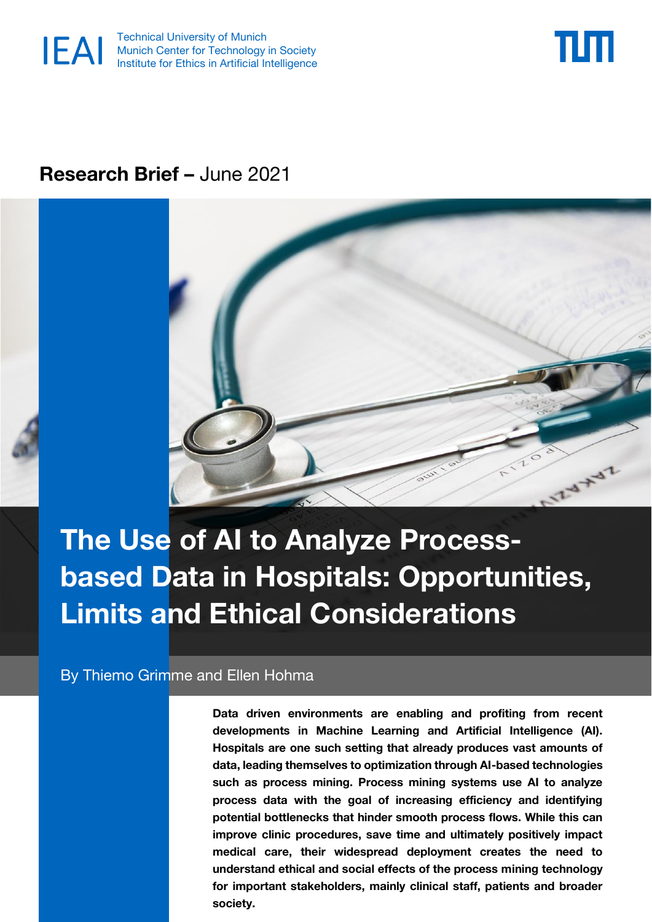IEAI Technical University of Munich
Munich Center for Technology in Society
Institute for Ethics in Artificial Intelligence

**Research Brief –** June 2021

# The Use of AI to Analyze Process-based Data in Hospitals: Opportunities, Limits and Ethical Considerations

By Thiemo Grimme and Ellen Hohma

**Data driven environments are enabling and profiting from recent developments in Machine Learning and Artificial Intelligence (AI). Hospitals are one such setting that already produces vast amounts of data, leading themselves to optimization through AI-based technologies such as process mining. Process mining systems use AI to analyze process data with the goal of increasing efficiency and identifying potential bottlenecks that hinder smooth process flows. While this can improve clinic procedures, save time and ultimately positively impact medical care, their widespread deployment creates the need to understand ethical and social effects of the process mining technology for important stakeholders, mainly clinical staff, patients and broader society.**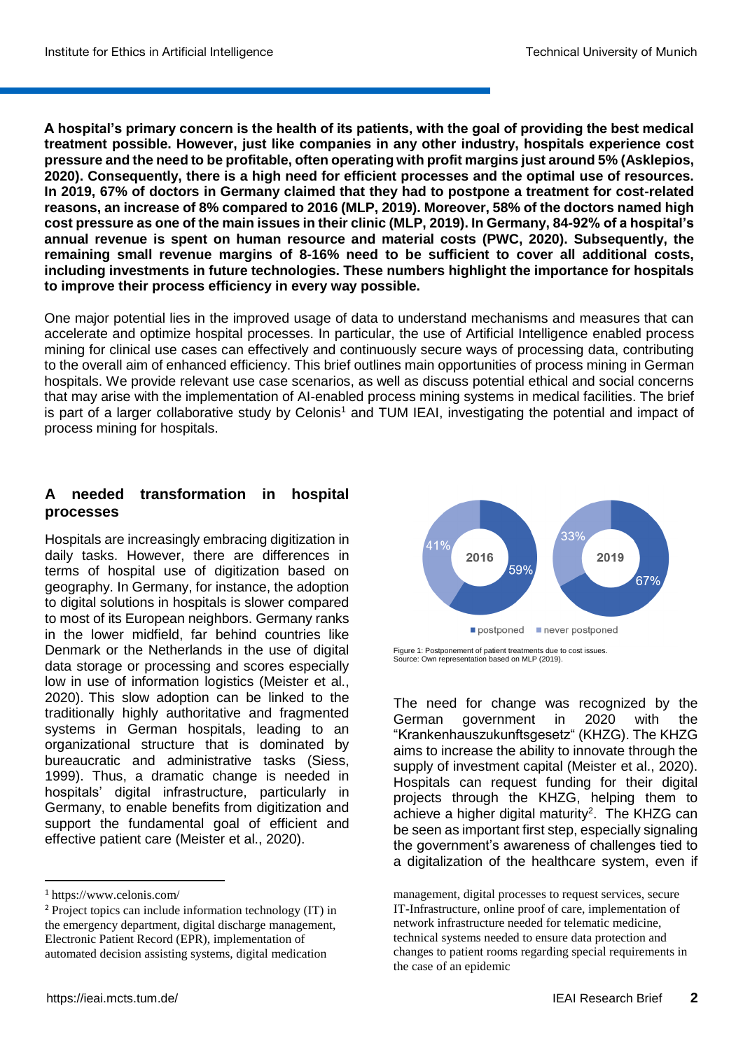**A hospital's primary concern is the health of its patients, with the goal of providing the best medical treatment possible. However, just like companies in any other industry, hospitals experience cost pressure and the need to be profitable, often operating with profit margins just around 5% (Asklepios, 2020). Consequently, there is a high need for efficient processes and the optimal use of resources. In 2019, 67% of doctors in Germany claimed that they had to postpone a treatment for cost-related reasons, an increase of 8% compared to 2016 (MLP, 2019). Moreover, 58% of the doctors named high cost pressure as one of the main issues in their clinic (MLP, 2019). In Germany, 84-92% of a hospital's annual revenue is spent on human resource and material costs (PWC, 2020). Subsequently, the remaining small revenue margins of 8-16% need to be sufficient to cover all additional costs, including investments in future technologies. These numbers highlight the importance for hospitals to improve their process efficiency in every way possible.**

One major potential lies in the improved usage of data to understand mechanisms and measures that can accelerate and optimize hospital processes. In particular, the use of Artificial Intelligence enabled process mining for clinical use cases can effectively and continuously secure ways of processing data, contributing to the overall aim of enhanced efficiency. This brief outlines main opportunities of process mining in German hospitals. We provide relevant use case scenarios, as well as discuss potential ethical and social concerns that may arise with the implementation of AI-enabled process mining systems in medical facilities. The brief is part of a larger collaborative study by Celonis[1] and TUM IEAI, investigating the potential and impact of process mining for hospitals.

## A needed transformation in hospital processes

Hospitals are increasingly embracing digitization in daily tasks. However, there are differences in terms of hospital use of digitization based on geography. In Germany, for instance, the adoption to digital solutions in hospitals is slower compared to most of its European neighbors. Germany ranks in the lower midfield, far behind countries like Denmark or the Netherlands in the use of digital data storage or processing and scores especially low in use of information logistics (Meister et al., 2020). This slow adoption can be linked to the traditionally highly authoritative and fragmented systems in German hospitals, leading to an organizational structure that is dominated by bureaucratic and administrative tasks (Siess, 1999). Thus, a dramatic change is needed in hospitals' digital infrastructure, particularly in Germany, to enable benefits from digitization and support the fundamental goal of efficient and effective patient care (Meister et al., 2020).

| | postponed | never postponed |
|---|---|---|
| 2016 | 59% | 41% |
| 2019 | 67% | 33% |

Figure 1: Postponement of patient treatments due to cost issues.
Source: Own representation based on MLP (2019).

The need for change was recognized by the German government in 2020 with the "Krankenhauszukunftsgesetz" (KHZG). The KHZG aims to increase the ability to innovate through the supply of investment capital (Meister et al., 2020). Hospitals can request funding for their digital projects through the KHZG, helping them to achieve a higher digital maturity[2]. The KHZG can be seen as important first step, especially signaling the government's awareness of challenges tied to a digitalization of the healthcare system, even if

[1] https://www.celonis.com/

[2] Project topics can include information technology (IT) in the emergency department, digital discharge management, Electronic Patient Record (EPR), implementation of automated decision assisting systems, digital medication management, digital processes to request services, secure IT-Infrastructure, online proof of care, implementation of network infrastructure needed for telematic medicine, technical systems needed to ensure data protection and changes to patient rooms regarding special requirements in the case of an epidemic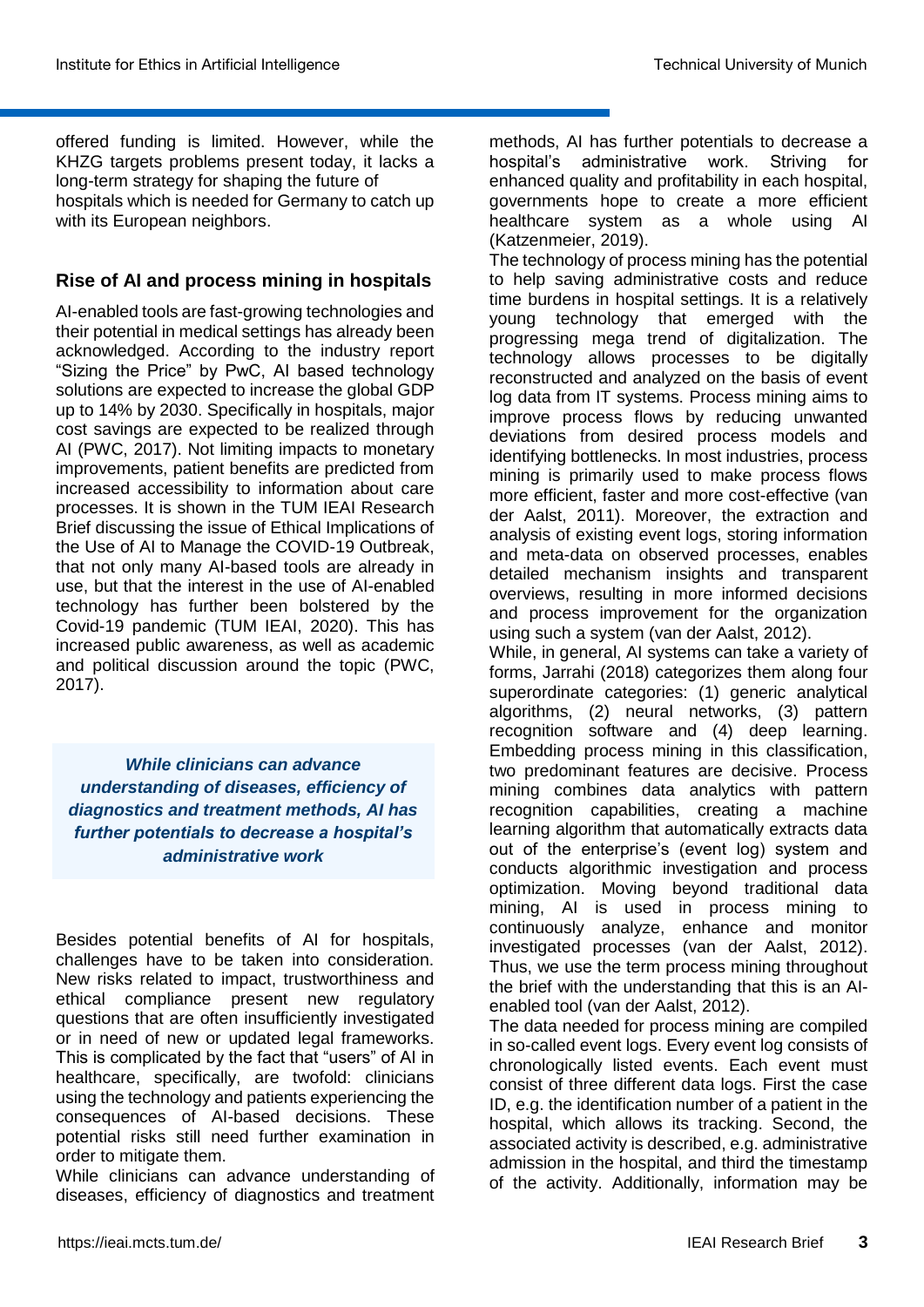offered funding is limited. However, while the KHZG targets problems present today, it lacks a long-term strategy for shaping the future of hospitals which is needed for Germany to catch up with its European neighbors.

## Rise of AI and process mining in hospitals

AI-enabled tools are fast-growing technologies and their potential in medical settings has already been acknowledged. According to the industry report "Sizing the Price" by PwC, AI based technology solutions are expected to increase the global GDP up to 14% by 2030. Specifically in hospitals, major cost savings are expected to be realized through AI (PWC, 2017). Not limiting impacts to monetary improvements, patient benefits are predicted from increased accessibility to information about care processes. It is shown in the TUM IEAI Research Brief discussing the issue of Ethical Implications of the Use of AI to Manage the COVID-19 Outbreak, that not only many AI-based tools are already in use, but that the interest in the use of AI-enabled technology has further been bolstered by the Covid-19 pandemic (TUM IEAI, 2020). This has increased public awareness, as well as academic and political discussion around the topic (PWC, 2017).

> ***While clinicians can advance understanding of diseases, efficiency of diagnostics and treatment methods, AI has further potentials to decrease a hospital's administrative work***

Besides potential benefits of AI for hospitals, challenges have to be taken into consideration. New risks related to impact, trustworthiness and ethical compliance present new regulatory questions that are often insufficiently investigated or in need of new or updated legal frameworks. This is complicated by the fact that "users" of AI in healthcare, specifically, are twofold: clinicians using the technology and patients experiencing the consequences of AI-based decisions. These potential risks still need further examination in order to mitigate them.

While clinicians can advance understanding of diseases, efficiency of diagnostics and treatment methods, AI has further potentials to decrease a hospital's administrative work. Striving for enhanced quality and profitability in each hospital, governments hope to create a more efficient healthcare system as a whole using AI (Katzenmeier, 2019).

The technology of process mining has the potential to help saving administrative costs and reduce time burdens in hospital settings. It is a relatively young technology that emerged with the progressing mega trend of digitalization. The technology allows processes to be digitally reconstructed and analyzed on the basis of event log data from IT systems. Process mining aims to improve process flows by reducing unwanted deviations from desired process models and identifying bottlenecks. In most industries, process mining is primarily used to make process flows more efficient, faster and more cost-effective (van der Aalst, 2011). Moreover, the extraction and analysis of existing event logs, storing information and meta-data on observed processes, enables detailed mechanism insights and transparent overviews, resulting in more informed decisions and process improvement for the organization using such a system (van der Aalst, 2012).

While, in general, AI systems can take a variety of forms, Jarrahi (2018) categorizes them along four superordinate categories: (1) generic analytical algorithms, (2) neural networks, (3) pattern recognition software and (4) deep learning. Embedding process mining in this classification, two predominant features are decisive. Process mining combines data analytics with pattern recognition capabilities, creating a machine learning algorithm that automatically extracts data out of the enterprise's (event log) system and conducts algorithmic investigation and process optimization. Moving beyond traditional data mining, AI is used in process mining to continuously analyze, enhance and monitor investigated processes (van der Aalst, 2012). Thus, we use the term process mining throughout the brief with the understanding that this is an AI-enabled tool (van der Aalst, 2012).

The data needed for process mining are compiled in so-called event logs. Every event log consists of chronologically listed events. Each event must consist of three different data logs. First the case ID, e.g. the identification number of a patient in the hospital, which allows its tracking. Second, the associated activity is described, e.g. administrative admission in the hospital, and third the timestamp of the activity. Additionally, information may be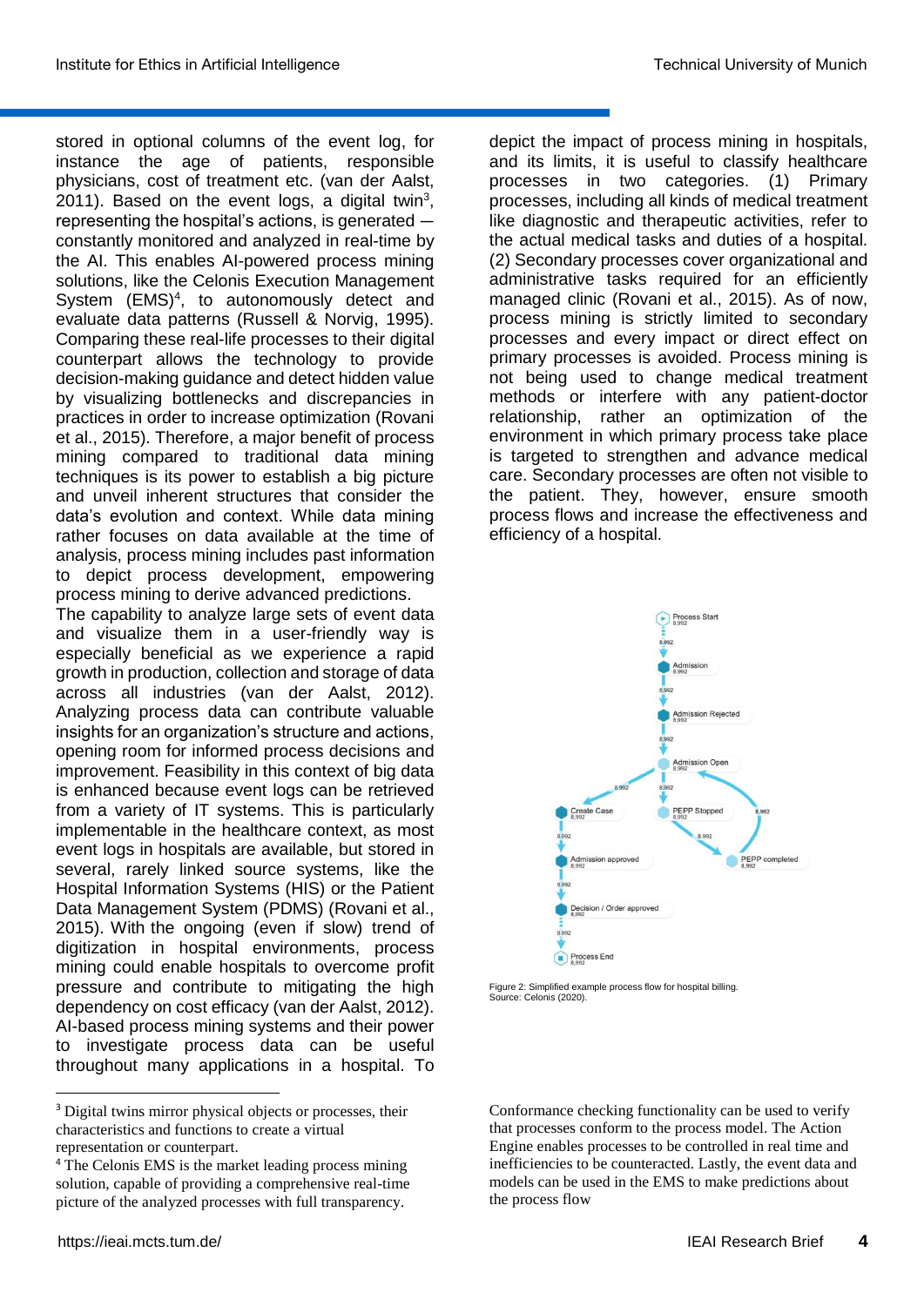stored in optional columns of the event log, for instance the age of patients, responsible physicians, cost of treatment etc. (van der Aalst, 2011). Based on the event logs, a digital twin[3], representing the hospital's actions, is generated – constantly monitored and analyzed in real-time by the AI. This enables AI-powered process mining solutions, like the Celonis Execution Management System (EMS)[4], to autonomously detect and evaluate data patterns (Russell & Norvig, 1995). Comparing these real-life processes to their digital counterpart allows the technology to provide decision-making guidance and detect hidden value by visualizing bottlenecks and discrepancies in practices in order to increase optimization (Rovani et al., 2015). Therefore, a major benefit of process mining compared to traditional data mining techniques is its power to establish a big picture and unveil inherent structures that consider the data's evolution and context. While data mining rather focuses on data available at the time of analysis, process mining includes past information to depict process development, empowering process mining to derive advanced predictions.

The capability to analyze large sets of event data and visualize them in a user-friendly way is especially beneficial as we experience a rapid growth in production, collection and storage of data across all industries (van der Aalst, 2012). Analyzing process data can contribute valuable insights for an organization's structure and actions, opening room for informed process decisions and improvement. Feasibility in this context of big data is enhanced because event logs can be retrieved from a variety of IT systems. This is particularly implementable in the healthcare context, as most event logs in hospitals are available, but stored in several, rarely linked source systems, like the Hospital Information Systems (HIS) or the Patient Data Management System (PDMS) (Rovani et al., 2015). With the ongoing (even if slow) trend of digitization in hospital environments, process mining could enable hospitals to overcome profit pressure and contribute to mitigating the high dependency on cost efficacy (van der Aalst, 2012). AI-based process mining systems and their power to investigate process data can be useful throughout many applications in a hospital. To depict the impact of process mining in hospitals, and its limits, it is useful to classify healthcare processes in two categories. (1) Primary processes, including all kinds of medical treatment like diagnostic and therapeutic activities, refer to the actual medical tasks and duties of a hospital. (2) Secondary processes cover organizational and administrative tasks required for an efficiently managed clinic (Rovani et al., 2015). As of now, process mining is strictly limited to secondary processes and every impact or direct effect on primary processes is avoided. Process mining is not being used to change medical treatment methods or interfere with any patient-doctor relationship, rather an optimization of the environment in which primary process take place is targeted to strengthen and advance medical care. Secondary processes are often not visible to the patient. They, however, ensure smooth process flows and increase the effectiveness and efficiency of a hospital.

Figure 2: Simplified example process flow for hospital billing. Source: Celonis (2020).

Conformance checking functionality can be used to verify that processes conform to the process model. The Action Engine enables processes to be controlled in real time and inefficiencies to be counteracted. Lastly, the event data and models can be used in the EMS to make predictions about the process flow

---

[3] Digital twins mirror physical objects or processes, their characteristics and functions to create a virtual representation or counterpart.

[4] The Celonis EMS is the market leading process mining solution, capable of providing a comprehensive real-time picture of the analyzed processes with full transparency.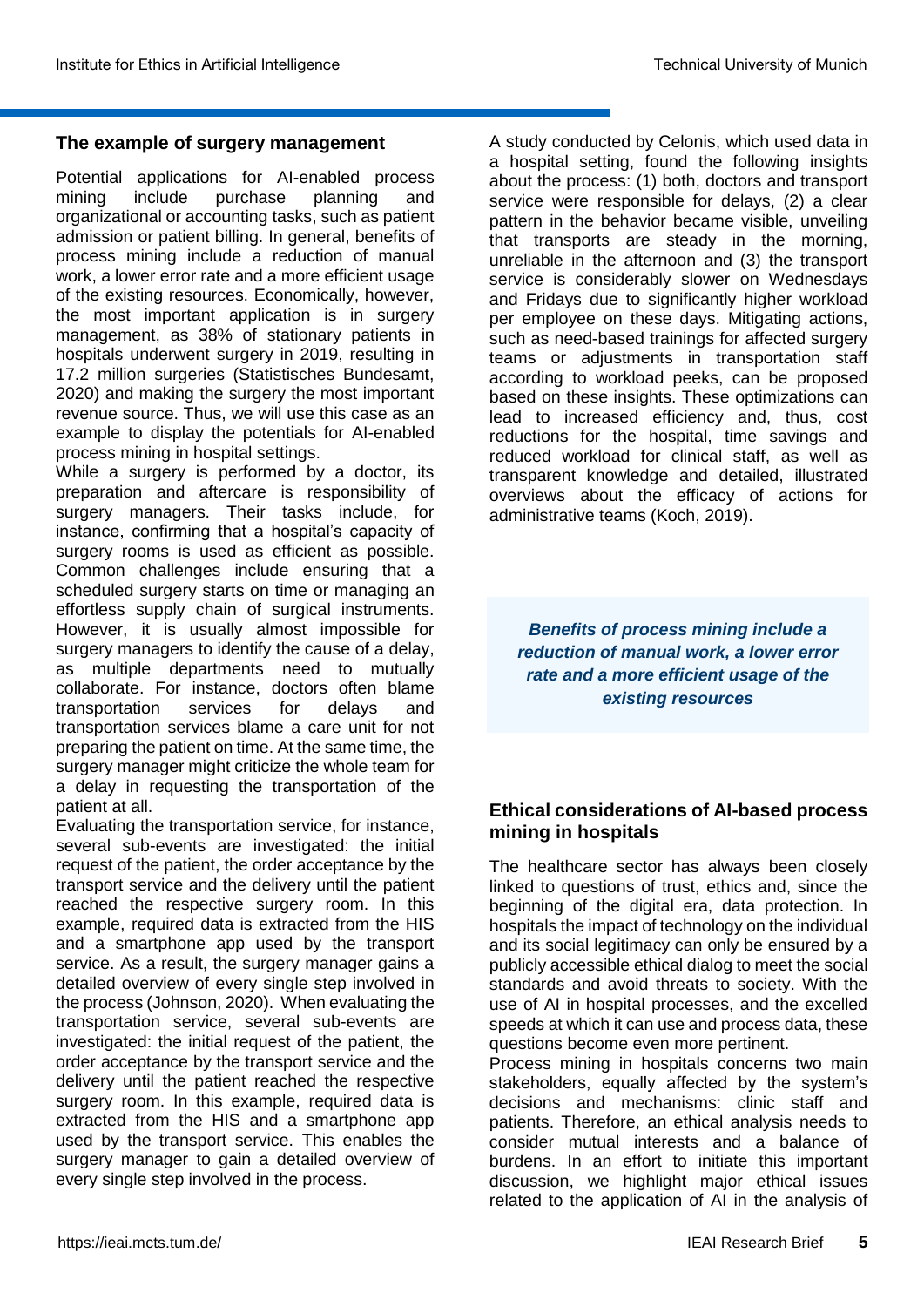## The example of surgery management

Potential applications for AI-enabled process mining include purchase planning and organizational or accounting tasks, such as patient admission or patient billing. In general, benefits of process mining include a reduction of manual work, a lower error rate and a more efficient usage of the existing resources. Economically, however, the most important application is in surgery management, as 38% of stationary patients in hospitals underwent surgery in 2019, resulting in 17.2 million surgeries (Statistisches Bundesamt, 2020) and making the surgery the most important revenue source. Thus, we will use this case as an example to display the potentials for AI-enabled process mining in hospital settings.

While a surgery is performed by a doctor, its preparation and aftercare is responsibility of surgery managers. Their tasks include, for instance, confirming that a hospital's capacity of surgery rooms is used as efficient as possible. Common challenges include ensuring that a scheduled surgery starts on time or managing an effortless supply chain of surgical instruments. However, it is usually almost impossible for surgery managers to identify the cause of a delay, as multiple departments need to mutually collaborate. For instance, doctors often blame transportation services for delays and transportation services blame a care unit for not preparing the patient on time. At the same time, the surgery manager might criticize the whole team for a delay in requesting the transportation of the patient at all.

Evaluating the transportation service, for instance, several sub-events are investigated: the initial request of the patient, the order acceptance by the transport service and the delivery until the respective surgery room. In this example, required data is extracted from the HIS and a smartphone app used by the transport service. As a result, the surgery manager gains a detailed overview of every single step involved in the process (Johnson, 2020). When evaluating the transportation service, several sub-events are investigated: the initial request of the patient, the order acceptance by the transport service and the delivery until the patient reached the respective surgery room. In this example, required data is extracted from the HIS and a smartphone app used by the transport service. This enables the surgery manager to gain a detailed overview of every single step involved in the process.

A study conducted by Celonis, which used data in a hospital setting, found the following insights about the process: (1) both, doctors and transport service were responsible for delays, (2) a clear pattern in the behavior became visible, unveiling that transports are steady in the morning, unreliable in the afternoon and (3) the transport service is considerably slower on Wednesdays and Fridays due to significantly higher workload per employee on these days. Mitigating actions, such as need-based trainings for affected surgery teams or adjustments in transportation staff according to workload peeks, can be proposed based on these insights. These optimizations can lead to increased efficiency and, thus, cost reductions for the hospital, time savings and reduced workload for clinical staff, as well as transparent knowledge and detailed, illustrated overviews about the efficacy of actions for administrative teams (Koch, 2019).

> ***Benefits of process mining include a reduction of manual work, a lower error rate and a more efficient usage of the existing resources***

## Ethical considerations of AI-based process mining in hospitals

The healthcare sector has always been closely linked to questions of trust, ethics and, since the beginning of the digital era, data protection. In hospitals the impact of technology on the individual and its social legitimacy can only be ensured by a publicly accessible ethical dialog to meet the social standards and avoid threats to society. With the use of AI in hospital processes, and the excelled speeds at which it can use and process data, these questions become even more pertinent.

Process mining in hospitals concerns two main stakeholders, equally affected by the system's decisions and mechanisms: clinic staff and patients. Therefore, an ethical analysis needs to consider mutual interests and a balance of burdens. In an effort to initiate this important discussion, we highlight major ethical issues related to the application of AI in the analysis of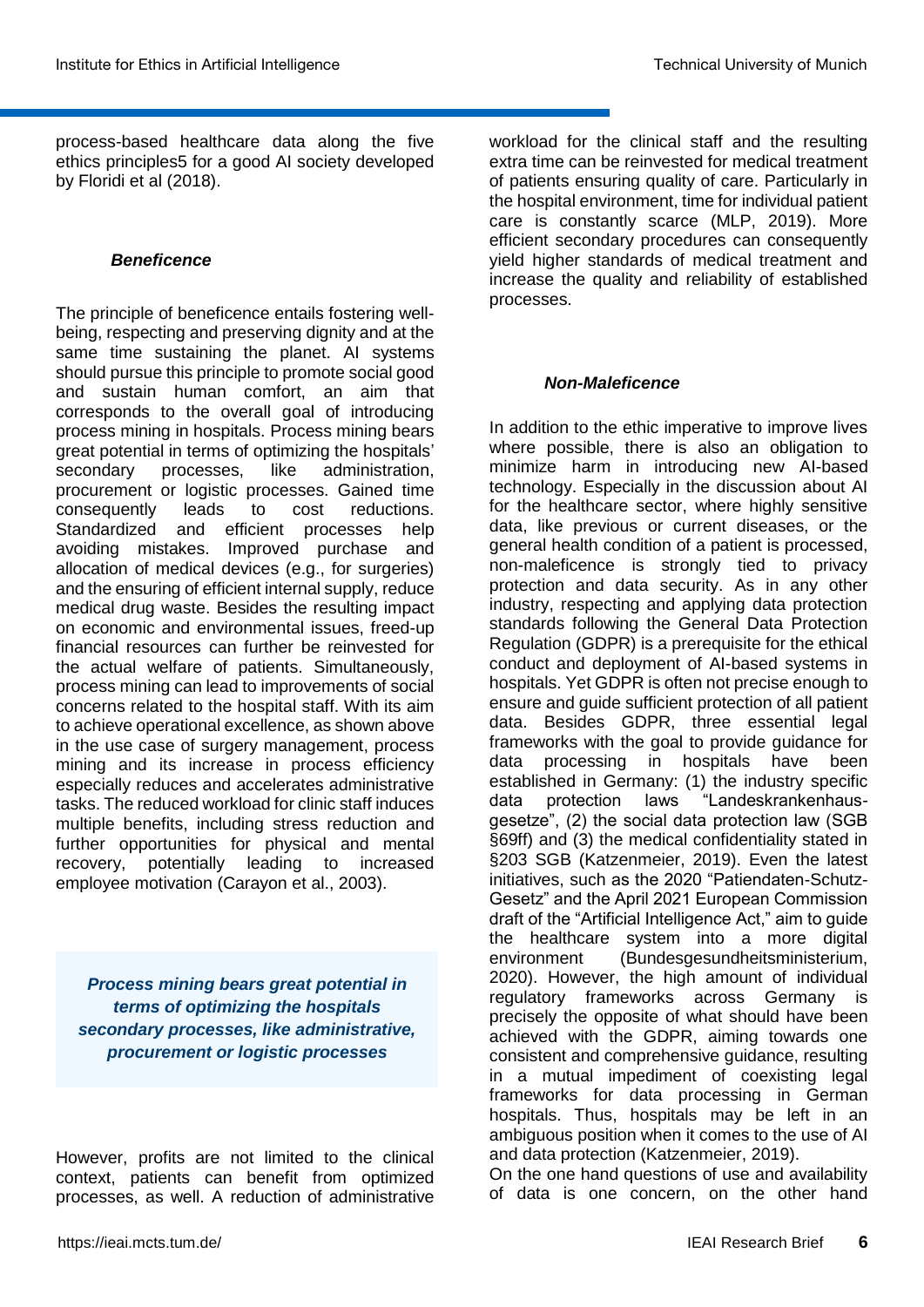process-based healthcare data along the five ethics principles5 for a good AI society developed by Floridi et al (2018).

### *Beneficence*

The principle of beneficence entails fostering well-being, respecting and preserving dignity and at the same time sustaining the planet. AI systems should pursue this principle to promote social good and sustain human comfort, an aim that corresponds to the overall goal of introducing process mining in hospitals. Process mining bears great potential in terms of optimizing the hospitals' secondary processes, like administration, procurement or logistic processes. Gained time consequently leads to cost reductions. Standardized and efficient processes help avoiding mistakes. Improved purchase and allocation of medical devices (e.g., for surgeries) and the ensuring of efficient internal supply, reduce medical drug waste. Besides the resulting impact on economic and environmental issues, freed-up financial resources can further be reinvested for the actual welfare of patients. Simultaneously, process mining can lead to improvements of social concerns related to the hospital staff. With its aim to achieve operational excellence, as shown above in the use case of surgery management, process mining and its increase in process efficiency especially reduces and accelerates administrative tasks. The reduced workload for clinic staff induces multiple benefits, including stress reduction and further opportunities for physical and mental recovery, potentially leading to increased employee motivation (Carayon et al., 2003).

> ***Process mining bears great potential in terms of optimizing the hospitals secondary processes, like administrative, procurement or logistic processes***

However, profits are not limited to the clinical context, patients can benefit from optimized processes, as well. A reduction of administrative workload for the clinical staff and the resulting extra time can be reinvested for medical treatment of patients ensuring quality of care. Particularly in the hospital environment, time for individual patient care is constantly scarce (MLP, 2019). More efficient secondary procedures can consequently yield higher standards of medical treatment and increase the quality and reliability of established processes.

### *Non-Maleficence*

In addition to the ethic imperative to improve lives where possible, there is also an obligation to minimize harm in introducing new AI-based technology. Especially in the discussion about AI for the healthcare sector, where highly sensitive data, like previous or current diseases, or the general health condition of a patient is processed, non-maleficence is strongly tied to privacy protection and data security. As in any other industry, respecting and applying data protection standards following the General Data Protection Regulation (GDPR) is a prerequisite for the ethical conduct and deployment of AI-based systems in hospitals. Yet GDPR is often not precise enough to ensure and guide sufficient protection of all patient data. Besides GDPR, three essential legal frameworks with the goal to provide guidance for data processing in hospitals have been established in Germany: (1) the industry specific data protection laws "Landeskrankenhaus-gesetze", (2) the social data protection law (SGB §69ff) and (3) the medical confidentiality stated in §203 SGB (Katzenmeier, 2019). Even the latest initiatives, such as the 2020 "Patiendaten-Schutz-Gesetz" and the April 2021 European Commission draft of the "Artificial Intelligence Act," aim to guide the healthcare system into a more digital environment (Bundesgesundheitsministerium, 2020). However, the high amount of individual regulatory frameworks across Germany is precisely the opposite of what should have been achieved with the GDPR, aiming towards one consistent and comprehensive guidance, resulting in a mutual impediment of coexisting legal frameworks for data processing in German hospitals. Thus, hospitals may be left in an ambiguous position when it comes to the use of AI and data protection (Katzenmeier, 2019).

On the one hand questions of use and availability of data is one concern, on the other hand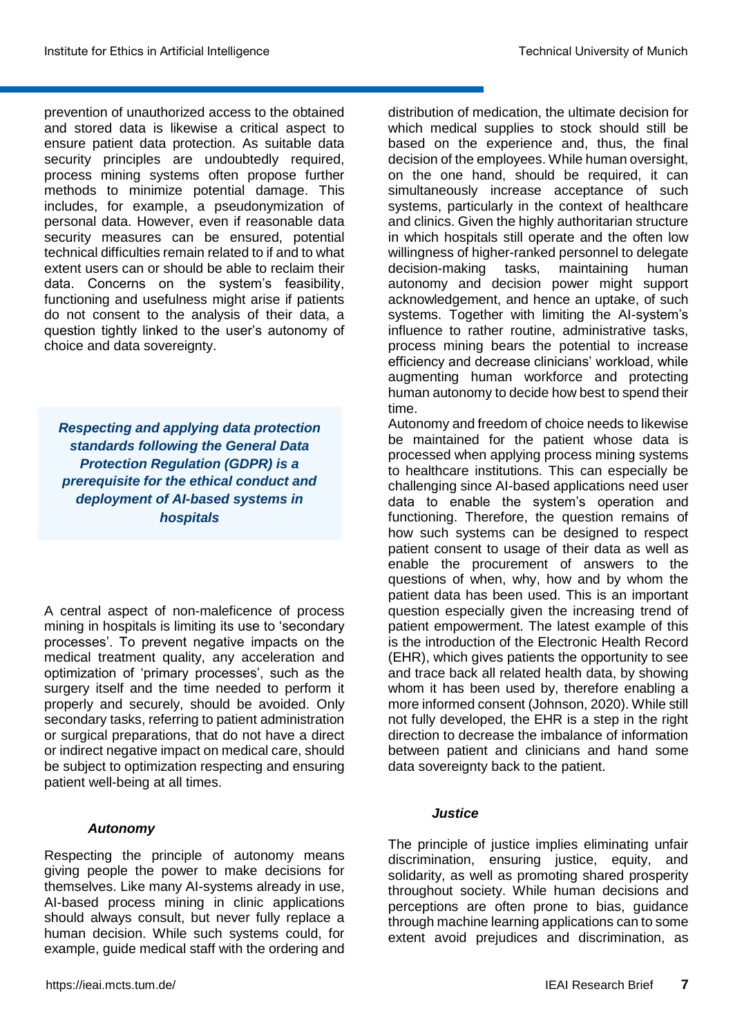prevention of unauthorized access to the obtained and stored data is likewise a critical aspect to ensure patient data protection. As suitable data security principles are undoubtedly required, process mining systems often propose further methods to minimize potential damage. This includes, for example, a pseudonymization of personal data. However, even if reasonable data security measures can be ensured, potential technical difficulties remain related to if and to what extent users can or should be able to reclaim their data. Concerns on the system's feasibility, functioning and usefulness might arise if patients do not consent to the analysis of their data, a question tightly linked to the user's autonomy of choice and data sovereignty.

***Respecting and applying data protection standards following the General Data Protection Regulation (GDPR) is a prerequisite for the ethical conduct and deployment of AI-based systems in hospitals***

A central aspect of non-maleficence of process mining in hospitals is limiting its use to 'secondary processes'. To prevent negative impacts on the medical treatment quality, any acceleration and optimization of 'primary processes', such as the surgery itself and the time needed to perform it properly and securely, should be avoided. Only secondary tasks, referring to patient administration or surgical preparations, that do not have a direct or indirect negative impact on medical care, should be subject to optimization respecting and ensuring patient well-being at all times.

### *Autonomy*

Respecting the principle of autonomy means giving people the power to make decisions for themselves. Like many AI-systems already in use, AI-based process mining in clinic applications should always consult, but never fully replace a human decision. While such systems could, for example, guide medical staff with the ordering and distribution of medication, the ultimate decision for which medical supplies to stock should still be based on the experience and, thus, the final decision of the employees. While human oversight, on the one hand, should be required, it can simultaneously increase acceptance of such systems, particularly in the context of healthcare and clinics. Given the highly authoritarian structure in which hospitals still operate and the often low willingness of higher-ranked personnel to delegate decision-making tasks, maintaining human autonomy and decision power might support acknowledgement, and hence an uptake, of such systems. Together with limiting the AI-system's influence to rather routine, administrative tasks, process mining bears the potential to increase efficiency and decrease clinicians' workload, while augmenting human workforce and protecting human autonomy to decide how best to spend their time.

Autonomy and freedom of choice needs to likewise be maintained for the patient whose data is processed when applying process mining systems to healthcare institutions. This can especially be challenging since AI-based applications need user data to enable the system's operation and functioning. Therefore, the question remains of how such systems can be designed to respect patient consent to usage of their data as well as enable the procurement of answers to the questions of when, why, how and by whom the patient data has been used. This is an important question especially given the increasing trend of patient empowerment. The latest example of this is the introduction of the Electronic Health Record (EHR), which gives patients the opportunity to see and trace back all related health data, by showing whom it has been used by, therefore enabling a more informed consent (Johnson, 2020). While still not fully developed, the EHR is a step in the right direction to decrease the imbalance of information between patient and clinicians and hand some data sovereignty back to the patient.

### *Justice*

The principle of justice implies eliminating unfair discrimination, ensuring justice, equity, and solidarity, as well as promoting shared prosperity throughout society. While human decisions and perceptions are often prone to bias, guidance through machine learning applications can to some extent avoid prejudices and discrimination, as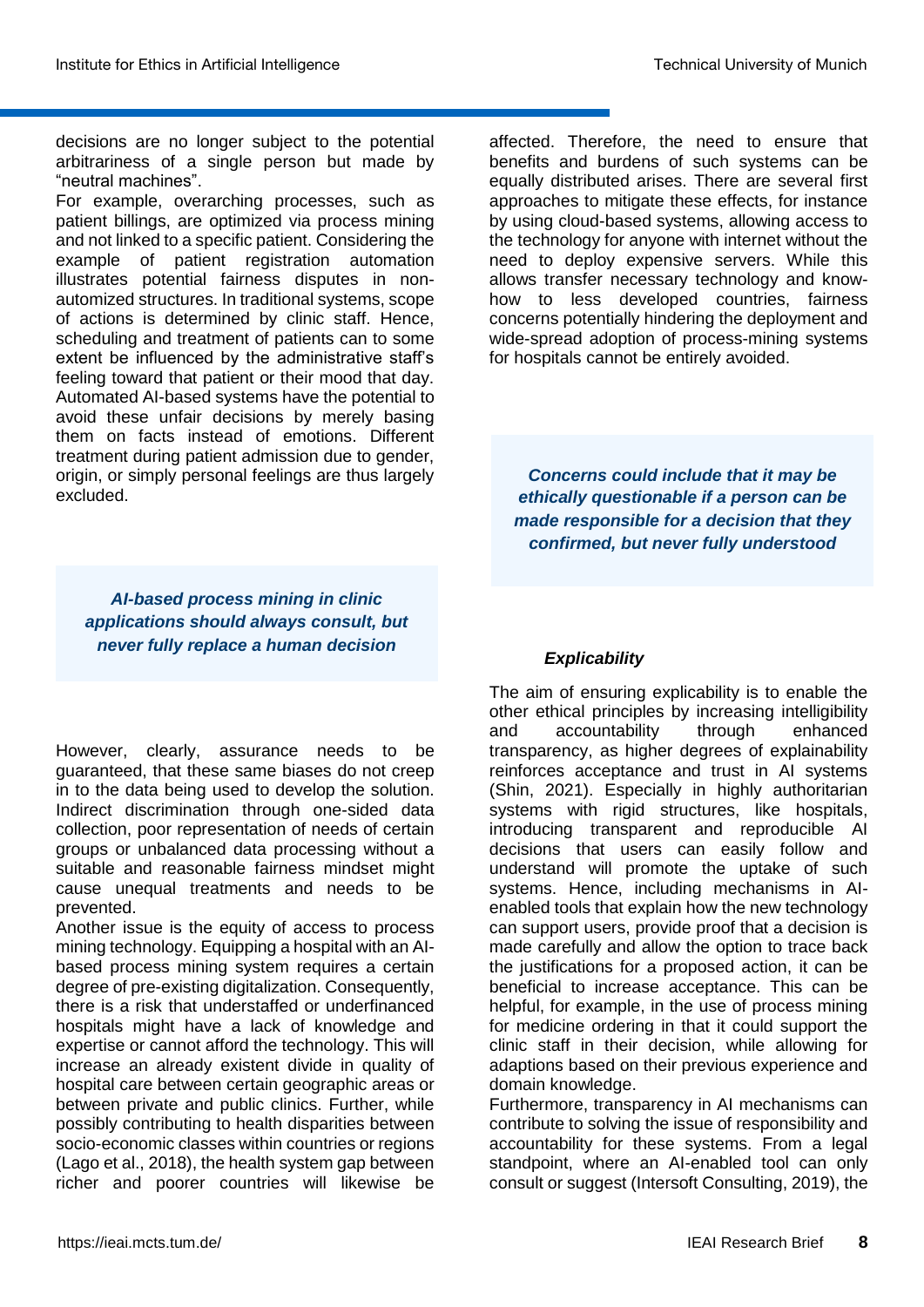decisions are no longer subject to the potential arbitrariness of a single person but made by "neutral machines".

For example, overarching processes, such as patient billings, are optimized via process mining and not linked to a specific patient. Considering the example of patient registration automation illustrates potential fairness disputes in non-automized structures. In traditional systems, scope of actions is determined by clinic staff. Hence, scheduling and treatment of patients can to some extent be influenced by the administrative staff's feeling toward that patient or their mood that day. Automated AI-based systems have the potential to avoid these unfair decisions by merely basing them on facts instead of emotions. Different treatment during patient admission due to gender, origin, or simply personal feelings are thus largely excluded.

> ***AI-based process mining in clinic applications should always consult, but never fully replace a human decision***

However, clearly, assurance needs to be guaranteed, that these same biases do not creep in to the data being used to develop the solution. Indirect discrimination through one-sided data collection, poor representation of needs of certain groups or unbalanced data processing without a suitable and reasonable fairness mindset might cause unequal treatments and needs to be prevented.

Another issue is the equity of access to process mining technology. Equipping a hospital with an AI-based process mining system requires a certain degree of pre-existing digitalization. Consequently, there is a risk that understaffed or underfinanced hospitals might have a lack of knowledge and expertise or cannot afford the technology. This will increase an already existent divide in quality of hospital care between certain geographic areas or between private and public clinics. Further, while possibly contributing to health disparities between socio-economic classes within countries or regions (Lago et al., 2018), the health system gap between richer and poorer countries will likewise be affected. Therefore, the need to ensure that benefits and burdens of such systems can be equally distributed arises. There are several first approaches to mitigate these effects, for instance by using cloud-based systems, allowing access to the technology for anyone with internet without the need to deploy expensive servers. While this allows transfer necessary technology and know-how to less developed countries, fairness concerns potentially hindering the deployment and wide-spread adoption of process-mining systems for hospitals cannot be entirely avoided.

> ***Concerns could include that it may be ethically questionable if a person can be made responsible for a decision that they confirmed, but never fully understood***

### *Explicability*

The aim of ensuring explicability is to enable the other ethical principles by increasing intelligibility and accountability through enhanced transparency, as higher degrees of explainability reinforces acceptance and trust in AI systems (Shin, 2021). Especially in highly authoritarian systems with rigid structures, like hospitals, introducing transparent and reproducible AI decisions that users can easily follow and understand will promote the uptake of such systems. Hence, including mechanisms in AI-enabled tools that explain how the new technology can support users, provide proof that a decision is made carefully and allow the option to trace back the justifications for a proposed action, it can be beneficial to increase acceptance. This can be helpful, for example, in the use of process mining for medicine ordering in that it could support the clinic staff in their decision, while allowing for adaptions based on their previous experience and domain knowledge.

Furthermore, transparency in AI mechanisms can contribute to solving the issue of responsibility and accountability for these systems. From a legal standpoint, where an AI-enabled tool can only consult or suggest (Intersoft Consulting, 2019), the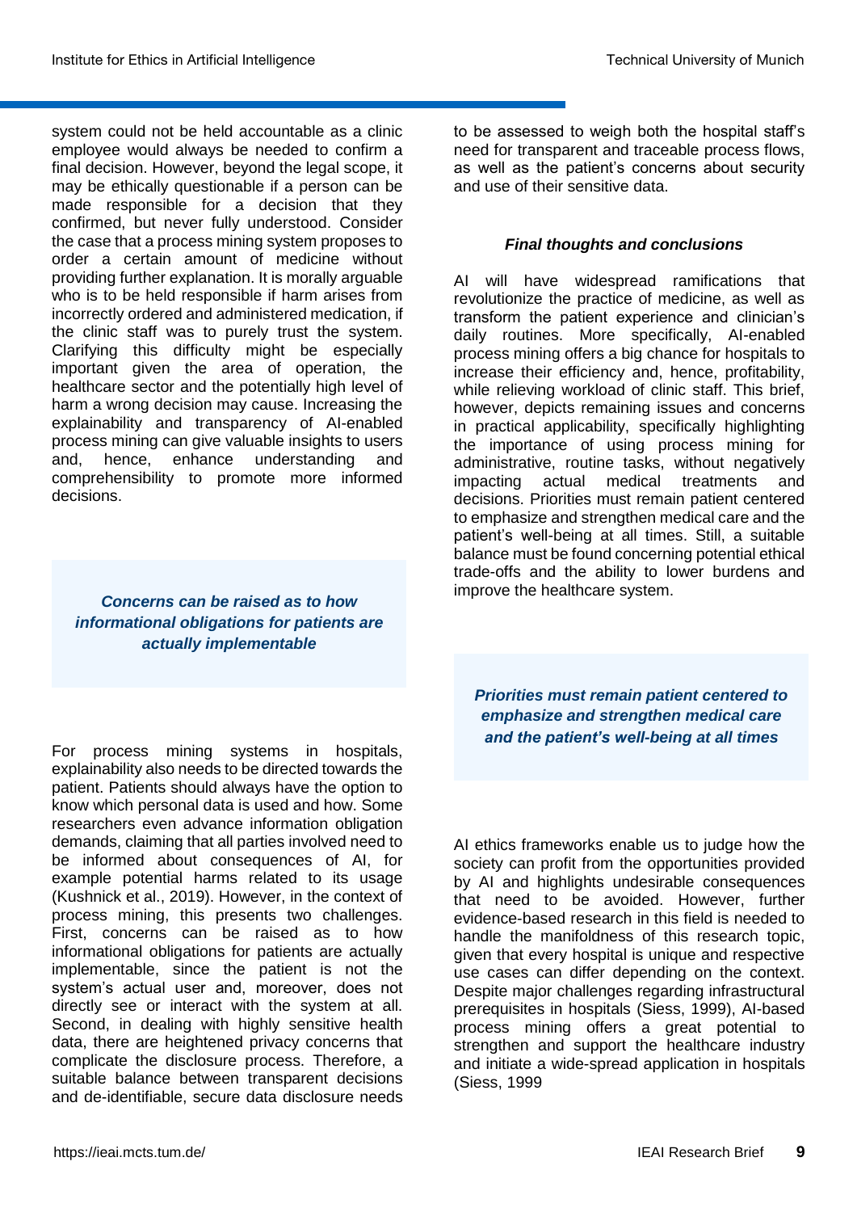system could not be held accountable as a clinic employee would always be needed to confirm a final decision. However, beyond the legal scope, it may be ethically questionable if a person can be made responsible for a decision that they confirmed, but never fully understood. Consider the case that a process mining system proposes to order a certain amount of medicine without providing further explanation. It is morally arguable who is to be held responsible if harm arises from incorrectly ordered and administered medication, if the clinic staff was to purely trust the system. Clarifying this difficulty might be especially important given the area of operation, the healthcare sector and the potentially high level of harm a wrong decision may cause. Increasing the explainability and transparency of AI-enabled process mining can give valuable insights to users and, hence, enhance understanding and comprehensibility to promote more informed decisions.

***Concerns can be raised as to how informational obligations for patients are actually implementable***

For process mining systems in hospitals, explainability also needs to be directed towards the patient. Patients should always have the option to know which personal data is used and how. Some researchers even advance information obligation demands, claiming that all parties involved need to be informed about consequences of AI, for example potential harms related to its usage (Kushnick et al., 2019). However, in the context of process mining, this presents two challenges. First, concerns can be raised as to how informational obligations for patients are actually implementable, since the patient is not the system's actual user and, moreover, does not directly see or interact with the system at all. Second, in dealing with highly sensitive health data, there are heightened privacy concerns that complicate the disclosure process. Therefore, a suitable balance between transparent decisions and de-identifiable, secure data disclosure needs to be assessed to weigh both the hospital staff's need for transparent and traceable process flows, as well as the patient's concerns about security and use of their sensitive data.

### *Final thoughts and conclusions*

AI will have widespread ramifications that revolutionize the practice of medicine, as well as transform the patient experience and clinician's daily routines. More specifically, AI-enabled process mining offers a big chance for hospitals to increase their efficiency and, hence, profitability, while relieving workload of clinic staff. This brief, however, depicts remaining issues and concerns in practical applicability, specifically highlighting the importance of using process mining for administrative, routine tasks, without negatively impacting actual medical treatments and decisions. Priorities must remain patient centered to emphasize and strengthen medical care and the patient's well-being at all times. Still, a suitable balance must be found concerning potential ethical trade-offs and the ability to lower burdens and improve the healthcare system.

***Priorities must remain patient centered to emphasize and strengthen medical care and the patient's well-being at all times***

AI ethics frameworks enable us to judge how the society can profit from the opportunities provided by AI and highlights undesirable consequences that need to be avoided. However, further evidence-based research in this field is needed to handle the manifoldness of this research topic, given that every hospital is unique and respective use cases can differ depending on the context. Despite major challenges regarding infrastructural prerequisites in hospitals (Siess, 1999), AI-based process mining offers a great potential to strengthen and support the healthcare industry and initiate a wide-spread application in hospitals (Siess, 1999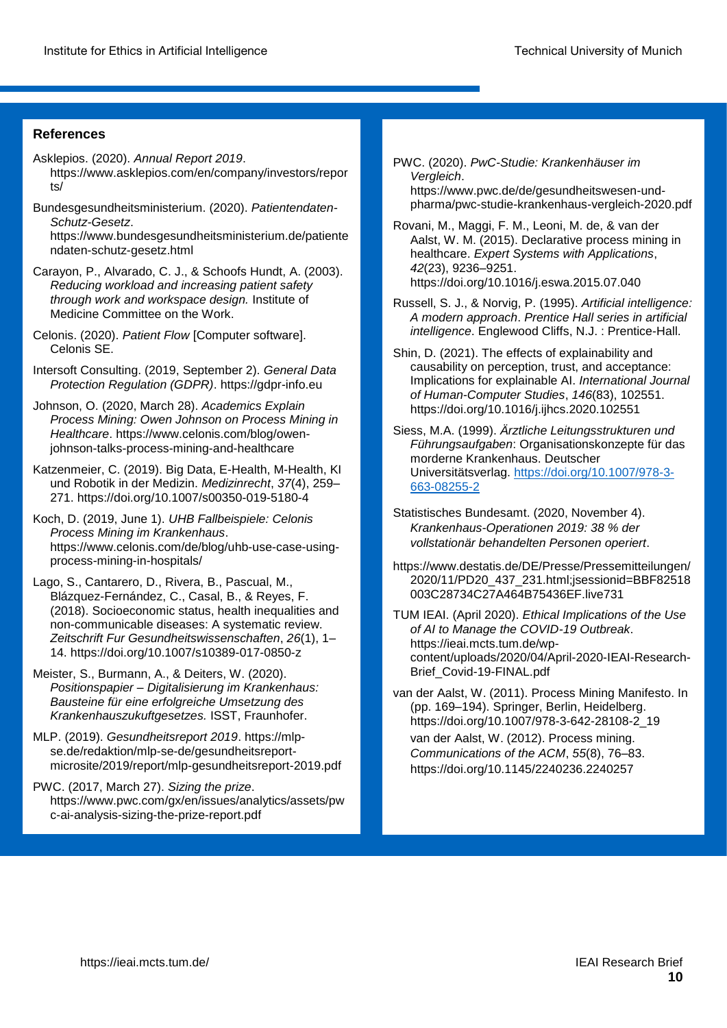## References

Asklepios. (2020). *Annual Report 2019*. https://www.asklepios.com/en/company/investors/reports/

Bundesgesundheitsministerium. (2020). *Patientendaten-Schutz-Gesetz*. https://www.bundesgesundheitsministerium.de/patientendaten-schutz-gesetz.html

Carayon, P., Alvarado, C. J., & Schoofs Hundt, A. (2003). *Reducing workload and increasing patient safety through work and workspace design.* Institute of Medicine Committee on the Work.

Celonis. (2020). *Patient Flow* [Computer software]. Celonis SE.

Intersoft Consulting. (2019, September 2). *General Data Protection Regulation (GDPR)*. https://gdpr-info.eu

Johnson, O. (2020, March 28). *Academics Explain Process Mining: Owen Johnson on Process Mining in Healthcare*. https://www.celonis.com/blog/owen-johnson-talks-process-mining-and-healthcare

Katzenmeier, C. (2019). Big Data, E-Health, M-Health, KI und Robotik in der Medizin. *Medizinrecht*, *37*(4), 259–271. https://doi.org/10.1007/s00350-019-5180-4

Koch, D. (2019, June 1). *UHB Fallbeispiele: Celonis Process Mining im Krankenhaus*. https://www.celonis.com/de/blog/uhb-use-case-using-process-mining-in-hospitals/

Lago, S., Cantarero, D., Rivera, B., Pascual, M., Blázquez-Fernández, C., Casal, B., & Reyes, F. (2018). Socioeconomic status, health inequalities and non-communicable diseases: A systematic review. *Zeitschrift Fur Gesundheitswissenschaften*, *26*(1), 1–14. https://doi.org/10.1007/s10389-017-0850-z

Meister, S., Burmann, A., & Deiters, W. (2020). *Positionspapier – Digitalisierung im Krankenhaus: Bausteine für eine erfolgreiche Umsetzung des Krankenhauszukuftgesetzes.* ISST, Fraunhofer.

MLP. (2019). *Gesundheitsreport 2019*. https://mlp-se.de/redaktion/mlp-se-de/gesundheitsreport-microsite/2019/report/mlp-gesundheitsreport-2019.pdf

PWC. (2017, March 27). *Sizing the prize*. https://www.pwc.com/gx/en/issues/analytics/assets/pwc-ai-analysis-sizing-the-prize-report.pdf

PWC. (2020). *PwC-Studie: Krankenhäuser im Vergleich*. https://www.pwc.de/de/gesundheitswesen-und-pharma/pwc-studie-krankenhaus-vergleich-2020.pdf

Rovani, M., Maggi, F. M., Leoni, M. de, & van der Aalst, W. M. (2015). Declarative process mining in healthcare. *Expert Systems with Applications*, *42*(23), 9236–9251. https://doi.org/10.1016/j.eswa.2015.07.040

Russell, S. J., & Norvig, P. (1995). *Artificial intelligence: A modern approach*. *Prentice Hall series in artificial intelligence*. Englewood Cliffs, N.J. : Prentice-Hall.

Shin, D. (2021). The effects of explainability and causability on perception, trust, and acceptance: Implications for explainable AI. *International Journal of Human-Computer Studies*, *146*(83), 102551. https://doi.org/10.1016/j.ijhcs.2020.102551

Siess, M.A. (1999). *Ärztliche Leitungsstrukturen und Führungsaufgaben*: Organisationskonzepte für das morderne Krankenhaus. Deutscher Universitätsverlag. https://doi.org/10.1007/978-3-663-08255-2

Statistisches Bundesamt. (2020, November 4). *Krankenhaus-Operationen 2019: 38 % der vollstationär behandelten Personen operiert*.

https://www.destatis.de/DE/Presse/Pressemitteilungen/2020/11/PD20_437_231.html;jsessionid=BBF82518003C28734C27A464B75436EF.live731

TUM IEAI. (April 2020). *Ethical Implications of the Use of AI to Manage the COVID-19 Outbreak*. https://ieai.mcts.tum.de/wp-content/uploads/2020/04/April-2020-IEAI-Research-Brief_Covid-19-FINAL.pdf

van der Aalst, W. (2011). Process Mining Manifesto. In (pp. 169–194). Springer, Berlin, Heidelberg. https://doi.org/10.1007/978-3-642-28108-2_19

van der Aalst, W. (2012). Process mining. *Communications of the ACM*, *55*(8), 76–83. https://doi.org/10.1145/2240236.2240257